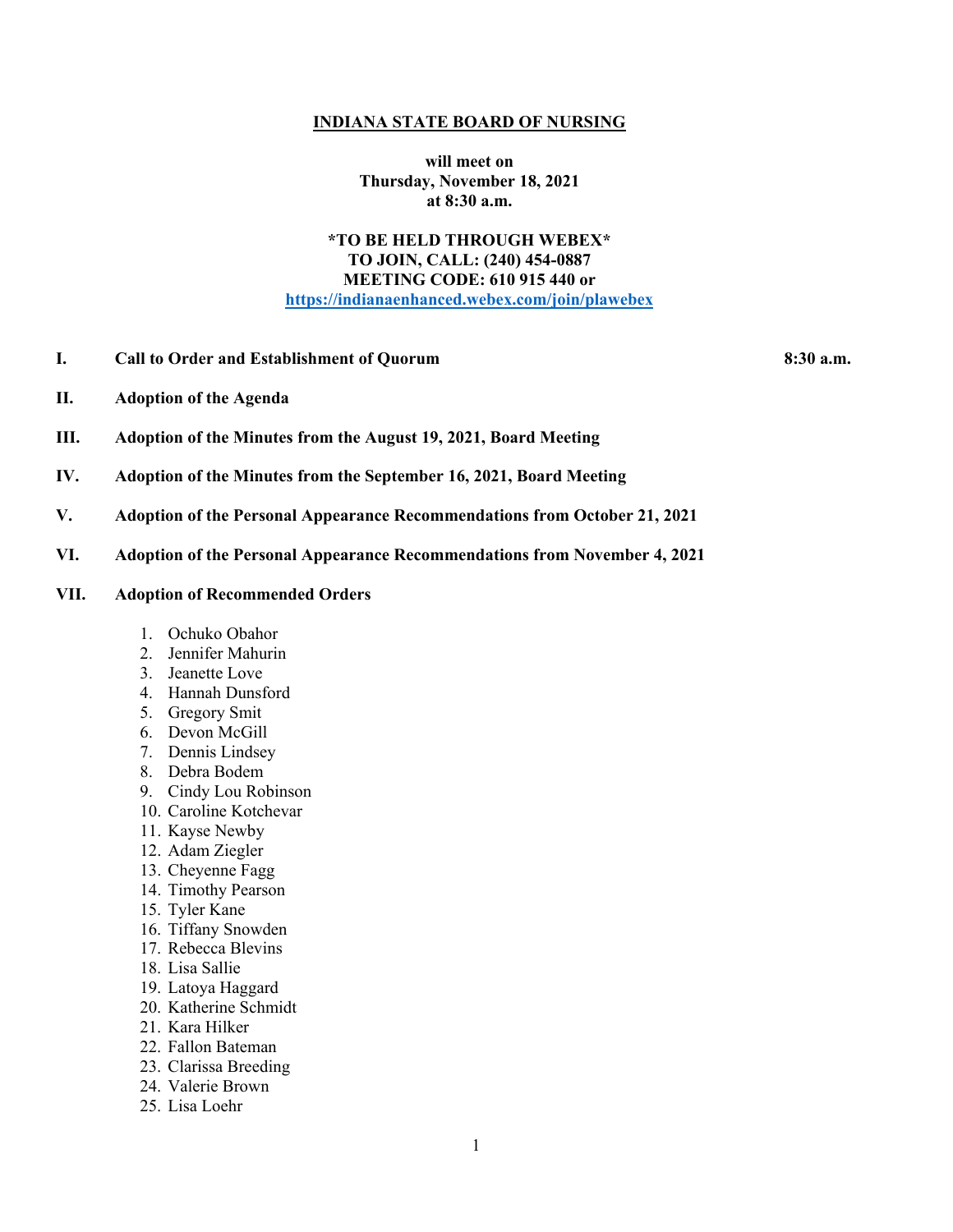# INDIANA STATE BOARD OF NURSING

**will meet on**
**Thursday, November 18, 2021**
**at 8:30 a.m.**

**\*TO BE HELD THROUGH WEBEX\***
**TO JOIN, CALL: (240) 454-0887**
**MEETING CODE: 610 915 440 or**
**https://indianaenhanced.webex.com/join/plawebex**

**I. Call to Order and Establishment of Quorum** **8:30 a.m.**

**II. Adoption of the Agenda**

**III. Adoption of the Minutes from the August 19, 2021, Board Meeting**

**IV. Adoption of the Minutes from the September 16, 2021, Board Meeting**

**V. Adoption of the Personal Appearance Recommendations from October 21, 2021**

**VI. Adoption of the Personal Appearance Recommendations from November 4, 2021**

**VII. Adoption of Recommended Orders**

1. Ochuko Obahor
2. Jennifer Mahurin
3. Jeanette Love
4. Hannah Dunsford
5. Gregory Smit
6. Devon McGill
7. Dennis Lindsey
8. Debra Bodem
9. Cindy Lou Robinson
10. Caroline Kotchevar
11. Kayse Newby
12. Adam Ziegler
13. Cheyenne Fagg
14. Timothy Pearson
15. Tyler Kane
16. Tiffany Snowden
17. Rebecca Blevins
18. Lisa Sallie
19. Latoya Haggard
20. Katherine Schmidt
21. Kara Hilker
22. Fallon Bateman
23. Clarissa Breeding
24. Valerie Brown
25. Lisa Loehr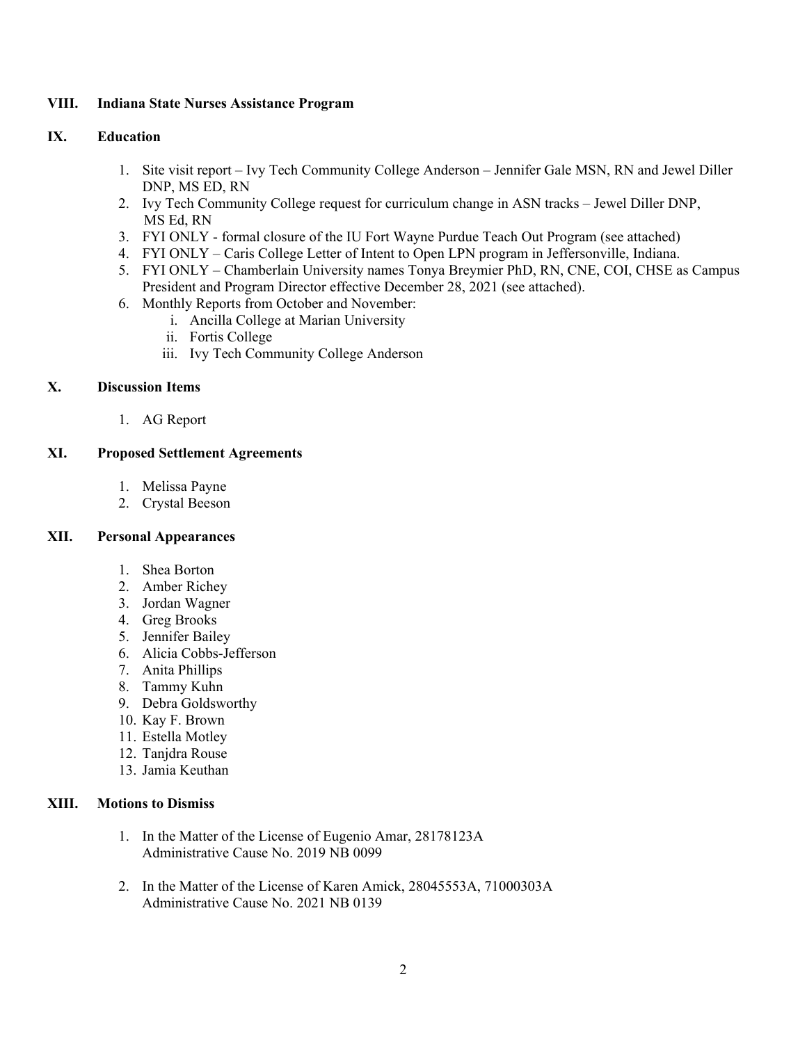## VIII. Indiana State Nurses Assistance Program

## IX. Education

1. Site visit report – Ivy Tech Community College Anderson – Jennifer Gale MSN, RN and Jewel Diller DNP, MS ED, RN
2. Ivy Tech Community College request for curriculum change in ASN tracks – Jewel Diller DNP, MS Ed, RN
3. FYI ONLY - formal closure of the IU Fort Wayne Purdue Teach Out Program (see attached)
4. FYI ONLY – Caris College Letter of Intent to Open LPN program in Jeffersonville, Indiana.
5. FYI ONLY – Chamberlain University names Tonya Breymier PhD, RN, CNE, COI, CHSE as Campus President and Program Director effective December 28, 2021 (see attached).
6. Monthly Reports from October and November:
   i. Ancilla College at Marian University
   ii. Fortis College
   iii. Ivy Tech Community College Anderson

## X. Discussion Items

1. AG Report

## XI. Proposed Settlement Agreements

1. Melissa Payne
2. Crystal Beeson

## XII. Personal Appearances

1. Shea Borton
2. Amber Richey
3. Jordan Wagner
4. Greg Brooks
5. Jennifer Bailey
6. Alicia Cobbs-Jefferson
7. Anita Phillips
8. Tammy Kuhn
9. Debra Goldsworthy
10. Kay F. Brown
11. Estella Motley
12. Tanjdra Rouse
13. Jamia Keuthan

## XIII. Motions to Dismiss

1. In the Matter of the License of Eugenio Amar, 28178123A
   Administrative Cause No. 2019 NB 0099

2. In the Matter of the License of Karen Amick, 28045553A, 71000303A
   Administrative Cause No. 2021 NB 0139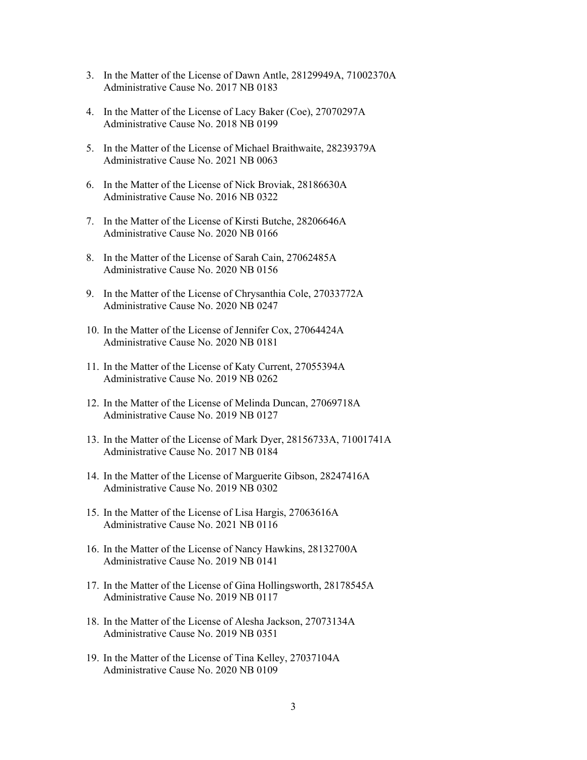3. In the Matter of the License of Dawn Antle, 28129949A, 71002370A
   Administrative Cause No. 2017 NB 0183

4. In the Matter of the License of Lacy Baker (Coe), 27070297A
   Administrative Cause No. 2018 NB 0199

5. In the Matter of the License of Michael Braithwaite, 28239379A
   Administrative Cause No. 2021 NB 0063

6. In the Matter of the License of Nick Broviak, 28186630A
   Administrative Cause No. 2016 NB 0322

7. In the Matter of the License of Kirsti Butche, 28206646A
   Administrative Cause No. 2020 NB 0166

8. In the Matter of the License of Sarah Cain, 27062485A
   Administrative Cause No. 2020 NB 0156

9. In the Matter of the License of Chrysanthia Cole, 27033772A
   Administrative Cause No. 2020 NB 0247

10. In the Matter of the License of Jennifer Cox, 27064424A
    Administrative Cause No. 2020 NB 0181

11. In the Matter of the License of Katy Current, 27055394A
    Administrative Cause No. 2019 NB 0262

12. In the Matter of the License of Melinda Duncan, 27069718A
    Administrative Cause No. 2019 NB 0127

13. In the Matter of the License of Mark Dyer, 28156733A, 71001741A
    Administrative Cause No. 2017 NB 0184

14. In the Matter of the License of Marguerite Gibson, 28247416A
    Administrative Cause No. 2019 NB 0302

15. In the Matter of the License of Lisa Hargis, 27063616A
    Administrative Cause No. 2021 NB 0116

16. In the Matter of the License of Nancy Hawkins, 28132700A
    Administrative Cause No. 2019 NB 0141

17. In the Matter of the License of Gina Hollingsworth, 28178545A
    Administrative Cause No. 2019 NB 0117

18. In the Matter of the License of Alesha Jackson, 27073134A
    Administrative Cause No. 2019 NB 0351

19. In the Matter of the License of Tina Kelley, 27037104A
    Administrative Cause No. 2020 NB 0109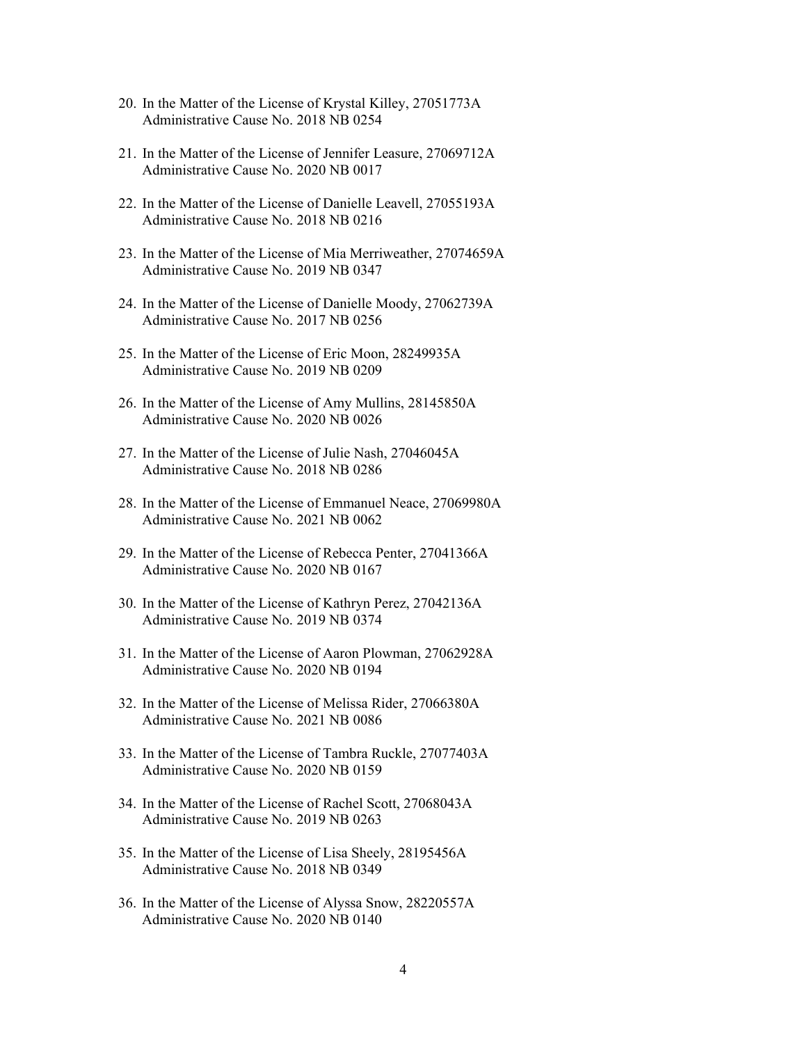20. In the Matter of the License of Krystal Killey, 27051773A
    Administrative Cause No. 2018 NB 0254

21. In the Matter of the License of Jennifer Leasure, 27069712A
    Administrative Cause No. 2020 NB 0017

22. In the Matter of the License of Danielle Leavell, 27055193A
    Administrative Cause No. 2018 NB 0216

23. In the Matter of the License of Mia Merriweather, 27074659A
    Administrative Cause No. 2019 NB 0347

24. In the Matter of the License of Danielle Moody, 27062739A
    Administrative Cause No. 2017 NB 0256

25. In the Matter of the License of Eric Moon, 28249935A
    Administrative Cause No. 2019 NB 0209

26. In the Matter of the License of Amy Mullins, 28145850A
    Administrative Cause No. 2020 NB 0026

27. In the Matter of the License of Julie Nash, 27046045A
    Administrative Cause No. 2018 NB 0286

28. In the Matter of the License of Emmanuel Neace, 27069980A
    Administrative Cause No. 2021 NB 0062

29. In the Matter of the License of Rebecca Penter, 27041366A
    Administrative Cause No. 2020 NB 0167

30. In the Matter of the License of Kathryn Perez, 27042136A
    Administrative Cause No. 2019 NB 0374

31. In the Matter of the License of Aaron Plowman, 27062928A
    Administrative Cause No. 2020 NB 0194

32. In the Matter of the License of Melissa Rider, 27066380A
    Administrative Cause No. 2021 NB 0086

33. In the Matter of the License of Tambra Ruckle, 27077403A
    Administrative Cause No. 2020 NB 0159

34. In the Matter of the License of Rachel Scott, 27068043A
    Administrative Cause No. 2019 NB 0263

35. In the Matter of the License of Lisa Sheely, 28195456A
    Administrative Cause No. 2018 NB 0349

36. In the Matter of the License of Alyssa Snow, 28220557A
    Administrative Cause No. 2020 NB 0140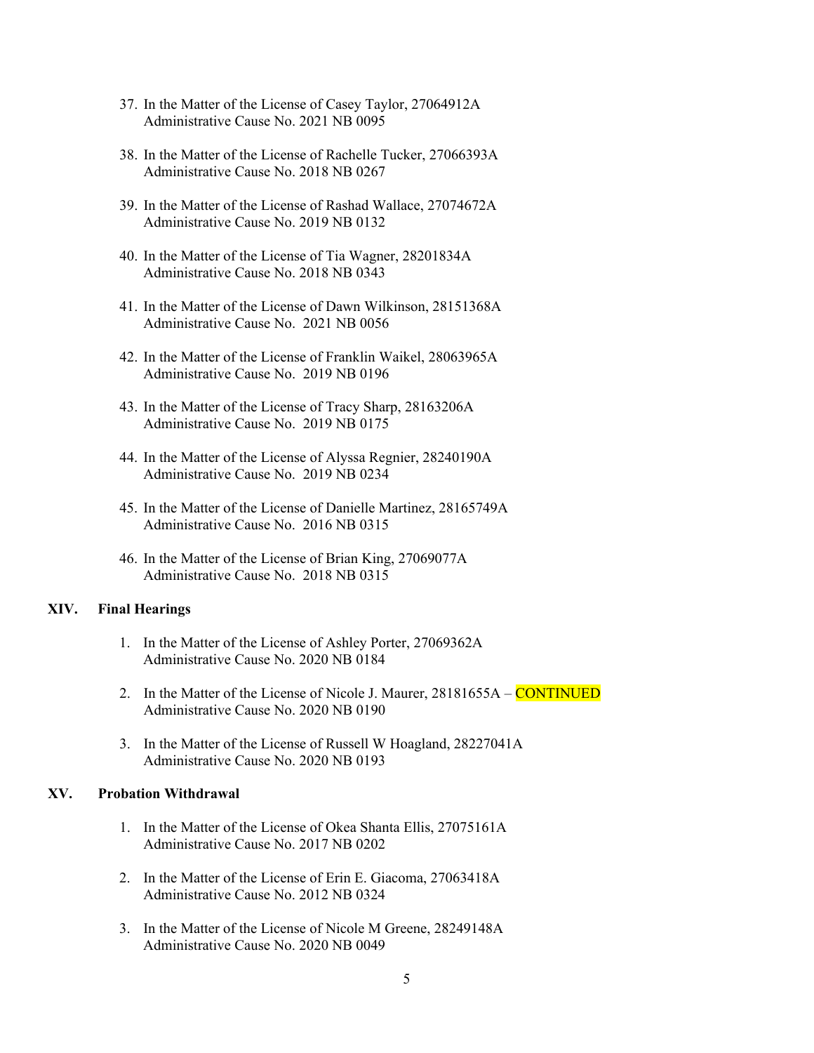37. In the Matter of the License of Casey Taylor, 27064912A
    Administrative Cause No. 2021 NB 0095

38. In the Matter of the License of Rachelle Tucker, 27066393A
    Administrative Cause No. 2018 NB 0267

39. In the Matter of the License of Rashad Wallace, 27074672A
    Administrative Cause No. 2019 NB 0132

40. In the Matter of the License of Tia Wagner, 28201834A
    Administrative Cause No. 2018 NB 0343

41. In the Matter of the License of Dawn Wilkinson, 28151368A
    Administrative Cause No. 2021 NB 0056

42. In the Matter of the License of Franklin Waikel, 28063965A
    Administrative Cause No. 2019 NB 0196

43. In the Matter of the License of Tracy Sharp, 28163206A
    Administrative Cause No. 2019 NB 0175

44. In the Matter of the License of Alyssa Regnier, 28240190A
    Administrative Cause No. 2019 NB 0234

45. In the Matter of the License of Danielle Martinez, 28165749A
    Administrative Cause No. 2016 NB 0315

46. In the Matter of the License of Brian King, 27069077A
    Administrative Cause No. 2018 NB 0315

## XIV. Final Hearings

1. In the Matter of the License of Ashley Porter, 27069362A
   Administrative Cause No. 2020 NB 0184

2. In the Matter of the License of Nicole J. Maurer, 28181655A – CONTINUED
   Administrative Cause No. 2020 NB 0190

3. In the Matter of the License of Russell W Hoagland, 28227041A
   Administrative Cause No. 2020 NB 0193

## XV. Probation Withdrawal

1. In the Matter of the License of Okea Shanta Ellis, 27075161A
   Administrative Cause No. 2017 NB 0202

2. In the Matter of the License of Erin E. Giacoma, 27063418A
   Administrative Cause No. 2012 NB 0324

3. In the Matter of the License of Nicole M Greene, 28249148A
   Administrative Cause No. 2020 NB 0049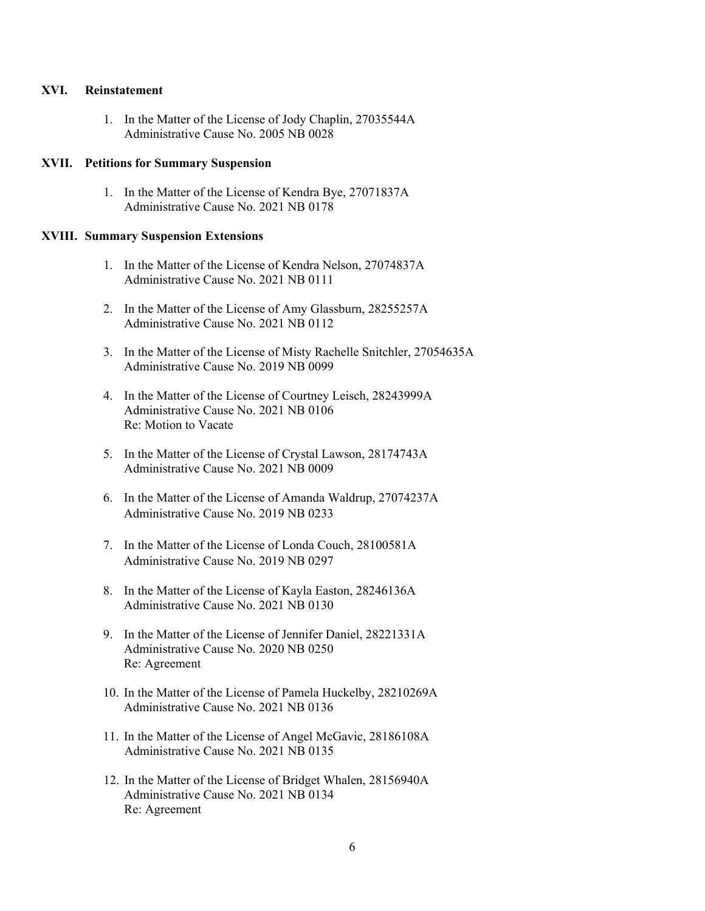## XVI. Reinstatement

1. In the Matter of the License of Jody Chaplin, 27035544A
   Administrative Cause No. 2005 NB 0028

## XVII. Petitions for Summary Suspension

1. In the Matter of the License of Kendra Bye, 27071837A
   Administrative Cause No. 2021 NB 0178

## XVIII. Summary Suspension Extensions

1. In the Matter of the License of Kendra Nelson, 27074837A
   Administrative Cause No. 2021 NB 0111

2. In the Matter of the License of Amy Glassburn, 28255257A
   Administrative Cause No. 2021 NB 0112

3. In the Matter of the License of Misty Rachelle Snitchler, 27054635A
   Administrative Cause No. 2019 NB 0099

4. In the Matter of the License of Courtney Leisch, 28243999A
   Administrative Cause No. 2021 NB 0106
   Re: Motion to Vacate

5. In the Matter of the License of Crystal Lawson, 28174743A
   Administrative Cause No. 2021 NB 0009

6. In the Matter of the License of Amanda Waldrup, 27074237A
   Administrative Cause No. 2019 NB 0233

7. In the Matter of the License of Londa Couch, 28100581A
   Administrative Cause No. 2019 NB 0297

8. In the Matter of the License of Kayla Easton, 28246136A
   Administrative Cause No. 2021 NB 0130

9. In the Matter of the License of Jennifer Daniel, 28221331A
   Administrative Cause No. 2020 NB 0250
   Re: Agreement

10. In the Matter of the License of Pamela Huckelby, 28210269A
    Administrative Cause No. 2021 NB 0136

11. In the Matter of the License of Angel McGavic, 28186108A
    Administrative Cause No. 2021 NB 0135

12. In the Matter of the License of Bridget Whalen, 28156940A
    Administrative Cause No. 2021 NB 0134
    Re: Agreement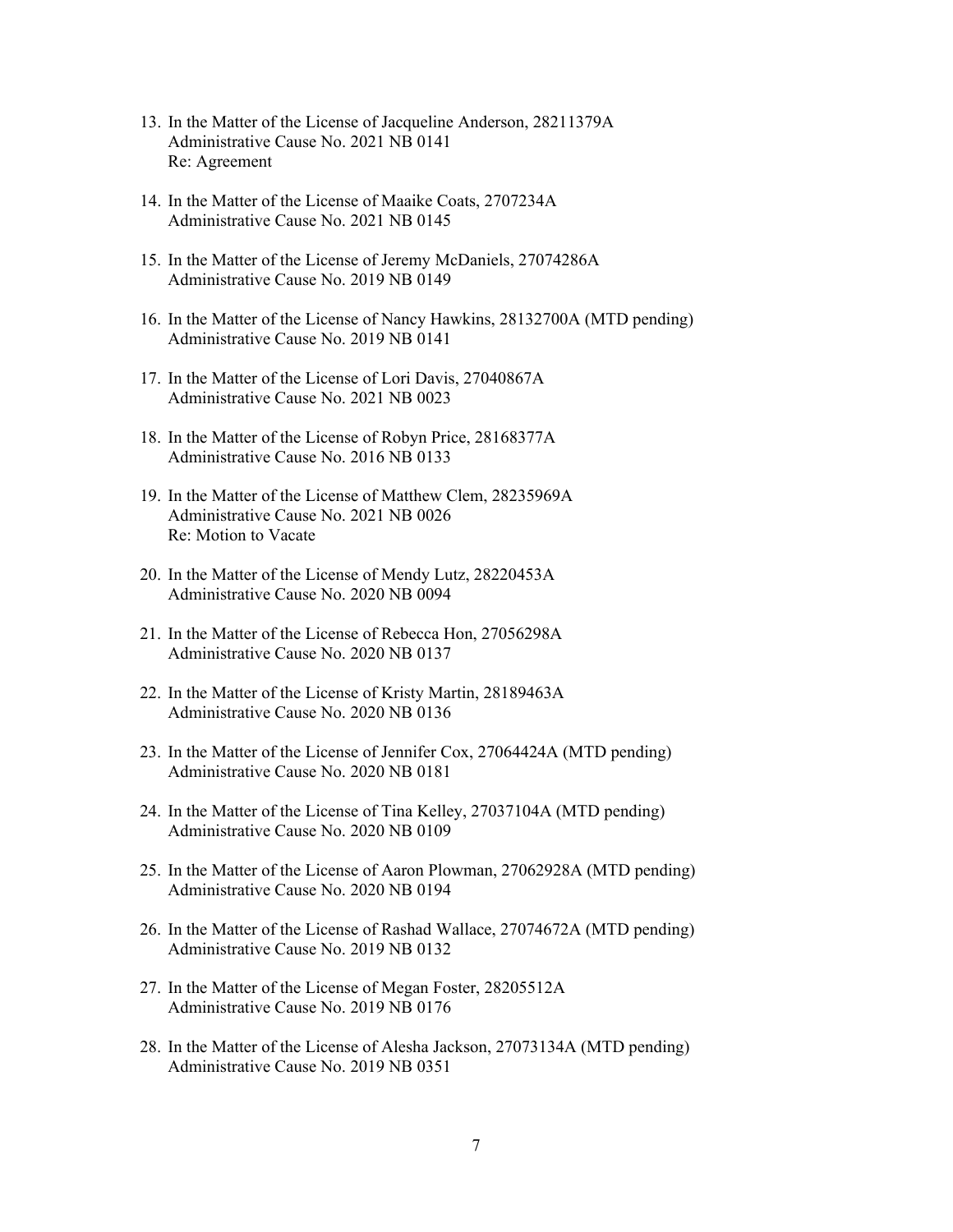13. In the Matter of the License of Jacqueline Anderson, 28211379A
    Administrative Cause No. 2021 NB 0141
    Re: Agreement

14. In the Matter of the License of Maaike Coats, 2707234A
    Administrative Cause No. 2021 NB 0145

15. In the Matter of the License of Jeremy McDaniels, 27074286A
    Administrative Cause No. 2019 NB 0149

16. In the Matter of the License of Nancy Hawkins, 28132700A (MTD pending)
    Administrative Cause No. 2019 NB 0141

17. In the Matter of the License of Lori Davis, 27040867A
    Administrative Cause No. 2021 NB 0023

18. In the Matter of the License of Robyn Price, 28168377A
    Administrative Cause No. 2016 NB 0133

19. In the Matter of the License of Matthew Clem, 28235969A
    Administrative Cause No. 2021 NB 0026
    Re: Motion to Vacate

20. In the Matter of the License of Mendy Lutz, 28220453A
    Administrative Cause No. 2020 NB 0094

21. In the Matter of the License of Rebecca Hon, 27056298A
    Administrative Cause No. 2020 NB 0137

22. In the Matter of the License of Kristy Martin, 28189463A
    Administrative Cause No. 2020 NB 0136

23. In the Matter of the License of Jennifer Cox, 27064424A (MTD pending)
    Administrative Cause No. 2020 NB 0181

24. In the Matter of the License of Tina Kelley, 27037104A (MTD pending)
    Administrative Cause No. 2020 NB 0109

25. In the Matter of the License of Aaron Plowman, 27062928A (MTD pending)
    Administrative Cause No. 2020 NB 0194

26. In the Matter of the License of Rashad Wallace, 27074672A (MTD pending)
    Administrative Cause No. 2019 NB 0132

27. In the Matter of the License of Megan Foster, 28205512A
    Administrative Cause No. 2019 NB 0176

28. In the Matter of the License of Alesha Jackson, 27073134A (MTD pending)
    Administrative Cause No. 2019 NB 0351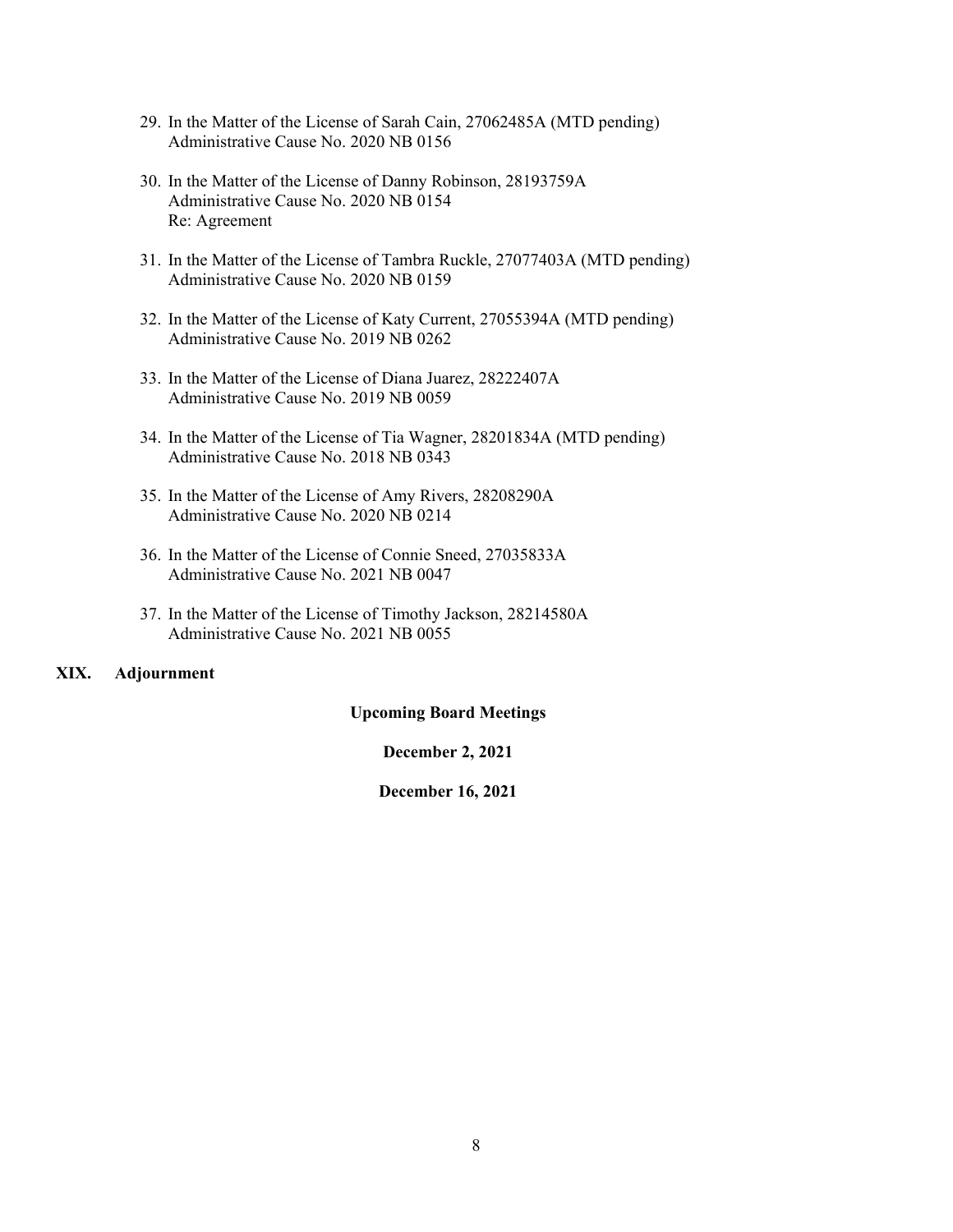29. In the Matter of the License of Sarah Cain, 27062485A (MTD pending)
    Administrative Cause No. 2020 NB 0156

30. In the Matter of the License of Danny Robinson, 28193759A
    Administrative Cause No. 2020 NB 0154
    Re: Agreement

31. In the Matter of the License of Tambra Ruckle, 27077403A (MTD pending)
    Administrative Cause No. 2020 NB 0159

32. In the Matter of the License of Katy Current, 27055394A (MTD pending)
    Administrative Cause No. 2019 NB 0262

33. In the Matter of the License of Diana Juarez, 28222407A
    Administrative Cause No. 2019 NB 0059

34. In the Matter of the License of Tia Wagner, 28201834A (MTD pending)
    Administrative Cause No. 2018 NB 0343

35. In the Matter of the License of Amy Rivers, 28208290A
    Administrative Cause No. 2020 NB 0214

36. In the Matter of the License of Connie Sneed, 27035833A
    Administrative Cause No. 2021 NB 0047

37. In the Matter of the License of Timothy Jackson, 28214580A
    Administrative Cause No. 2021 NB 0055

## XIX. Adjournment

**Upcoming Board Meetings**

**December 2, 2021**

**December 16, 2021**